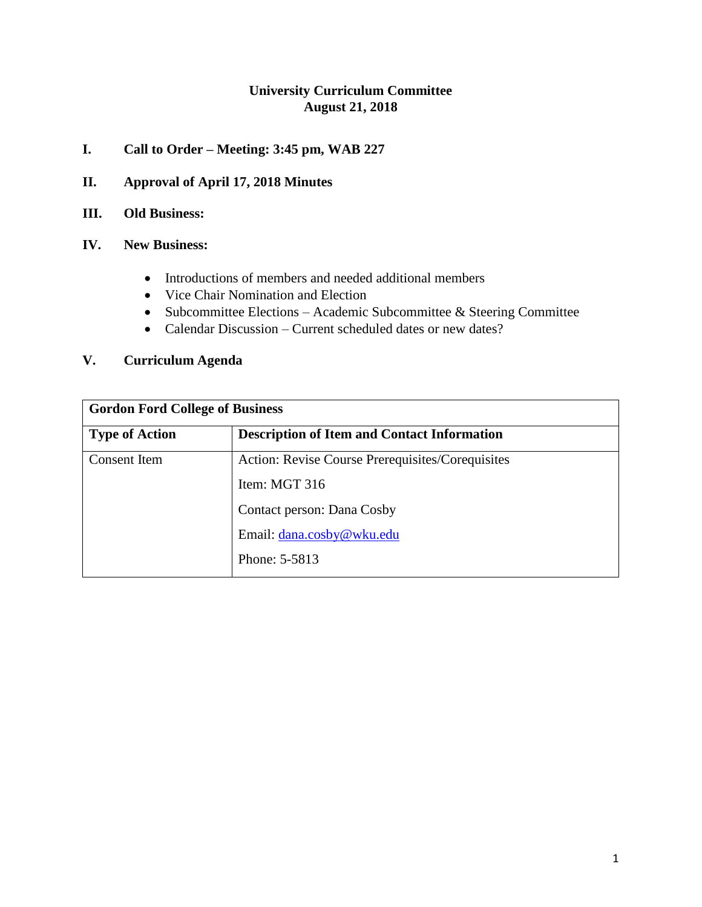# University Curriculum Committee
## August 21, 2018

**I. Call to Order – Meeting: 3:45 pm, WAB 227**

**II. Approval of April 17, 2018 Minutes**

**III. Old Business:**

**IV. New Business:**

- Introductions of members and needed additional members
- Vice Chair Nomination and Election
- Subcommittee Elections – Academic Subcommittee & Steering Committee
- Calendar Discussion – Current scheduled dates or new dates?

**V. Curriculum Agenda**

| **Gordon Ford College of Business** | |
|---|---|
| **Type of Action** | **Description of Item and Contact Information** |
| Consent Item | Action: Revise Course Prerequisites/Corequisites<br>Item: MGT 316<br>Contact person: Dana Cosby<br>Email: dana.cosby@wku.edu<br>Phone: 5-5813 |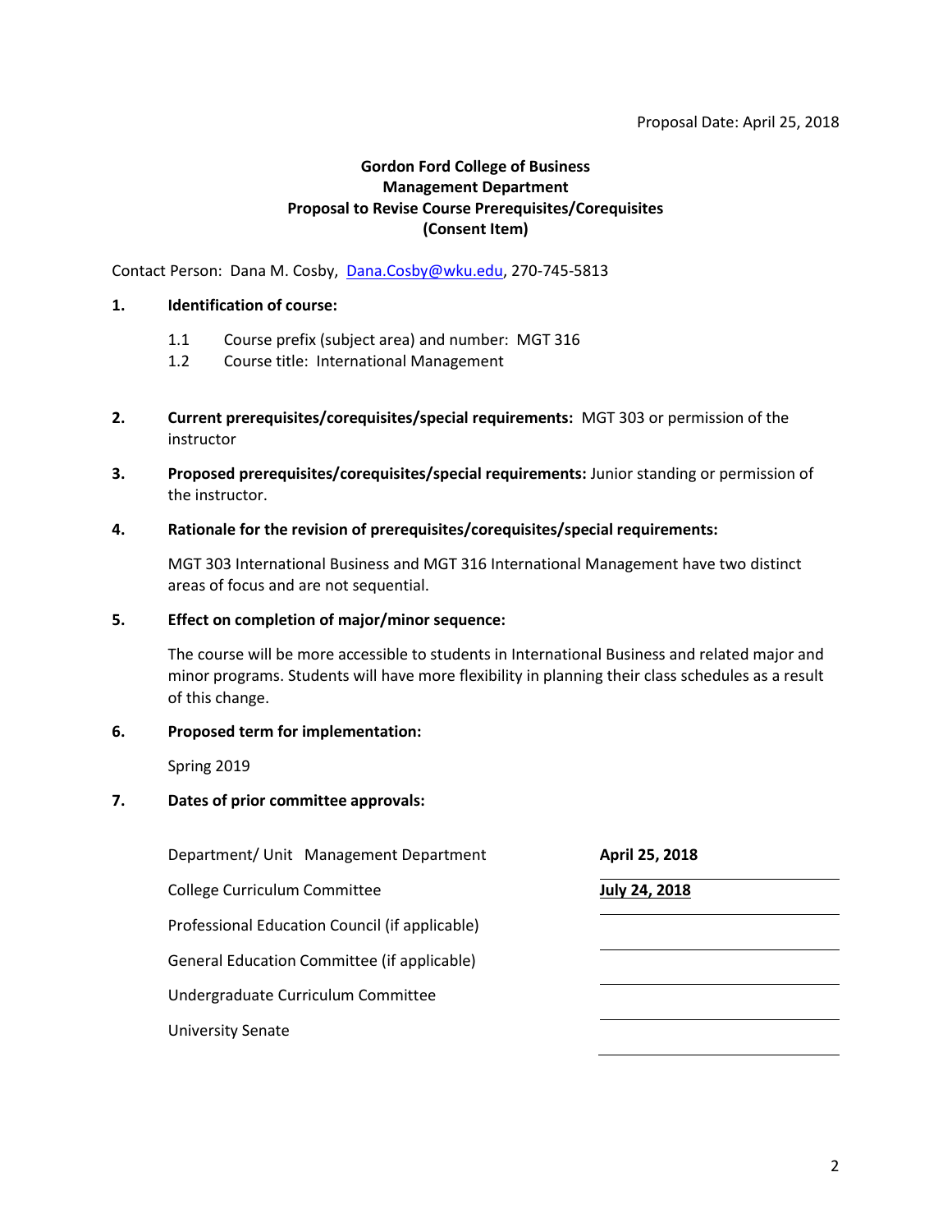Proposal Date: April 25, 2018

**Gordon Ford College of Business**
**Management Department**
**Proposal to Revise Course Prerequisites/Corequisites**
**(Consent Item)**

Contact Person: Dana M. Cosby, Dana.Cosby@wku.edu, 270-745-5813

**1. Identification of course:**

- 1.1 Course prefix (subject area) and number: MGT 316
- 1.2 Course title: International Management

**2. Current prerequisites/corequisites/special requirements:** MGT 303 or permission of the instructor

**3. Proposed prerequisites/corequisites/special requirements:** Junior standing or permission of the instructor.

**4. Rationale for the revision of prerequisites/corequisites/special requirements:**

MGT 303 International Business and MGT 316 International Management have two distinct areas of focus and are not sequential.

**5. Effect on completion of major/minor sequence:**

The course will be more accessible to students in International Business and related major and minor programs. Students will have more flexibility in planning their class schedules as a result of this change.

**6. Proposed term for implementation:**

Spring 2019

**7. Dates of prior committee approvals:**

| | |
|---|---|
| Department/ Unit Management Department | **April 25, 2018** |
| College Curriculum Committee | **July 24, 2018** |
| Professional Education Council (if applicable) | |
| General Education Committee (if applicable) | |
| Undergraduate Curriculum Committee | |
| University Senate | |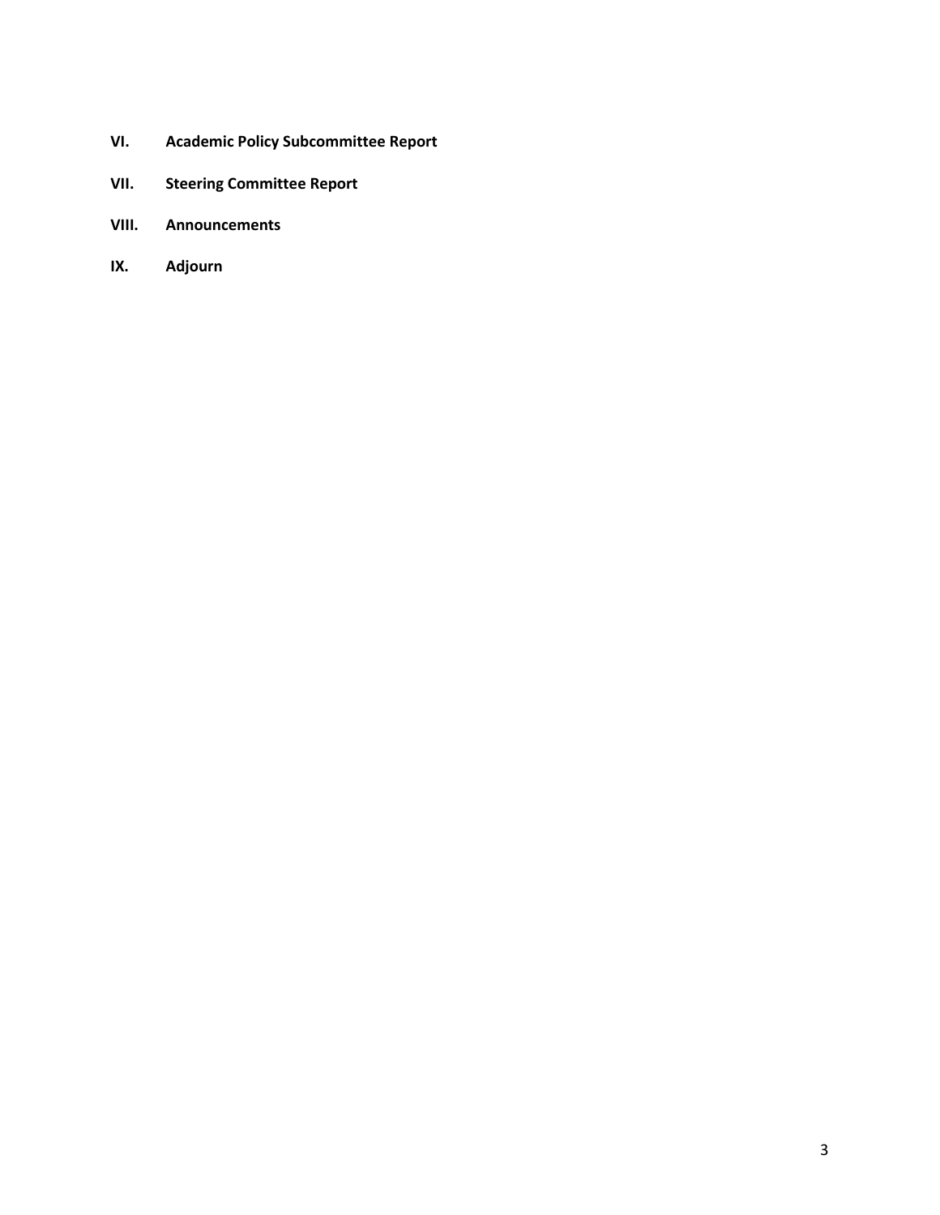**VI. Academic Policy Subcommittee Report**

**VII. Steering Committee Report**

**VIII. Announcements**

**IX. Adjourn**